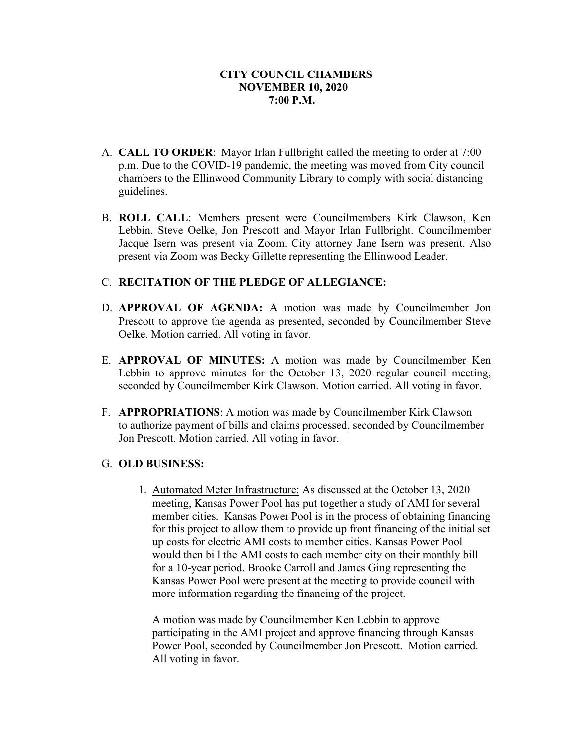# CITY COUNCIL CHAMBERS
## NOVEMBER 10, 2020
## 7:00 P.M.

A. **CALL TO ORDER**: Mayor Irlan Fullbright called the meeting to order at 7:00 p.m. Due to the COVID-19 pandemic, the meeting was moved from City council chambers to the Ellinwood Community Library to comply with social distancing guidelines.

B. **ROLL CALL**: Members present were Councilmembers Kirk Clawson, Ken Lebbin, Steve Oelke, Jon Prescott and Mayor Irlan Fullbright. Councilmember Jacque Isern was present via Zoom. City attorney Jane Isern was present. Also present via Zoom was Becky Gillette representing the Ellinwood Leader.

C. **RECITATION OF THE PLEDGE OF ALLEGIANCE:**

D. **APPROVAL OF AGENDA:** A motion was made by Councilmember Jon Prescott to approve the agenda as presented, seconded by Councilmember Steve Oelke. Motion carried. All voting in favor.

E. **APPROVAL OF MINUTES:** A motion was made by Councilmember Ken Lebbin to approve minutes for the October 13, 2020 regular council meeting, seconded by Councilmember Kirk Clawson. Motion carried. All voting in favor.

F. **APPROPRIATIONS**: A motion was made by Councilmember Kirk Clawson to authorize payment of bills and claims processed, seconded by Councilmember Jon Prescott. Motion carried. All voting in favor.

G. **OLD BUSINESS:**

1. Automated Meter Infrastructure: As discussed at the October 13, 2020 meeting, Kansas Power Pool has put together a study of AMI for several member cities. Kansas Power Pool is in the process of obtaining financing for this project to allow them to provide up front financing of the initial set up costs for electric AMI costs to member cities. Kansas Power Pool would then bill the AMI costs to each member city on their monthly bill for a 10-year period. Brooke Carroll and James Ging representing the Kansas Power Pool were present at the meeting to provide council with more information regarding the financing of the project.

   A motion was made by Councilmember Ken Lebbin to approve participating in the AMI project and approve financing through Kansas Power Pool, seconded by Councilmember Jon Prescott. Motion carried. All voting in favor.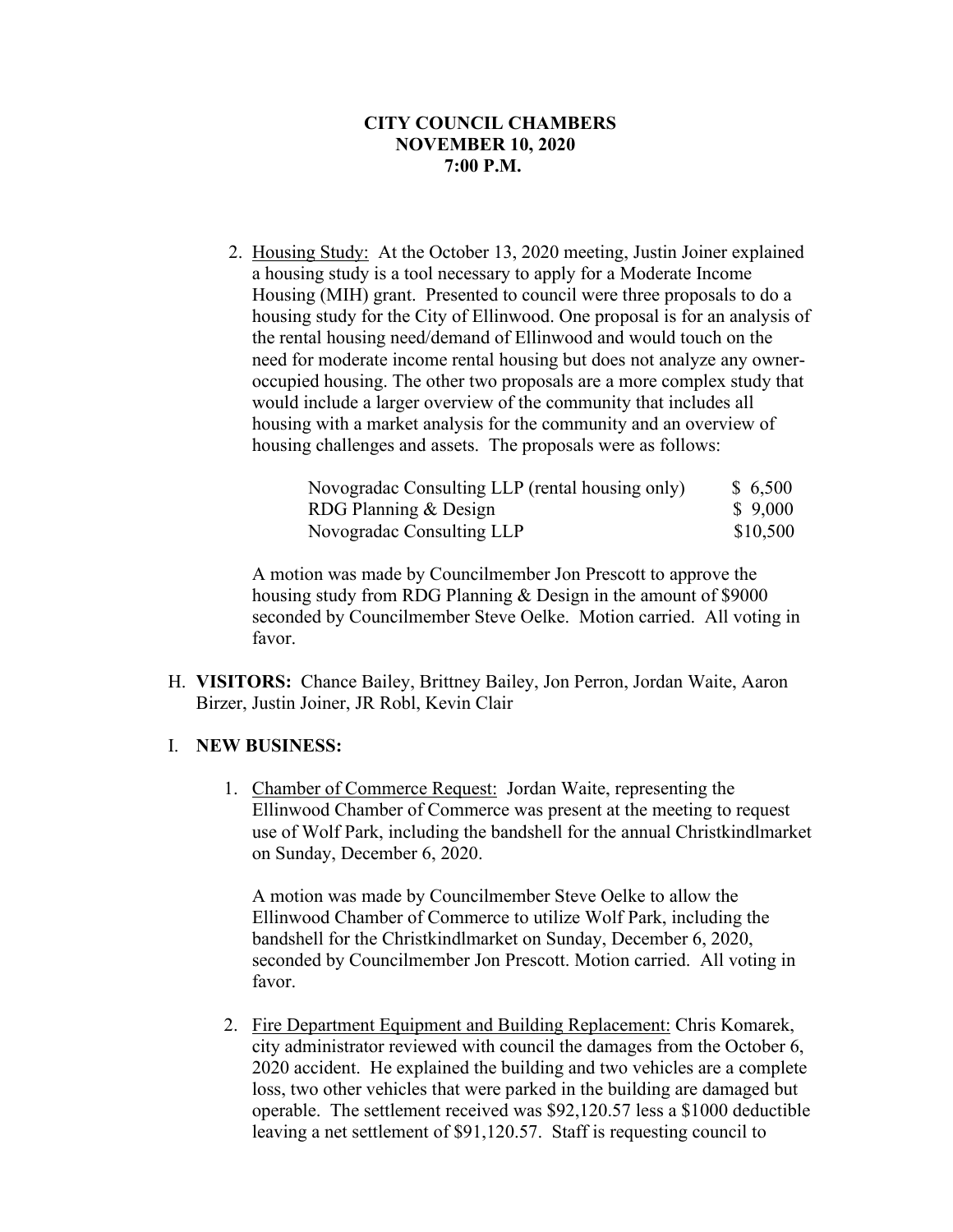**CITY COUNCIL CHAMBERS**
**NOVEMBER 10, 2020**
**7:00 P.M.**

2. Housing Study: At the October 13, 2020 meeting, Justin Joiner explained a housing study is a tool necessary to apply for a Moderate Income Housing (MIH) grant. Presented to council were three proposals to do a housing study for the City of Ellinwood. One proposal is for an analysis of the rental housing need/demand of Ellinwood and would touch on the need for moderate income rental housing but does not analyze any owner-occupied housing. The other two proposals are a more complex study that would include a larger overview of the community that includes all housing with a market analysis for the community and an overview of housing challenges and assets. The proposals were as follows:

| | |
|---|---|
| Novogradac Consulting LLP (rental housing only) | $ 6,500 |
| RDG Planning & Design | $ 9,000 |
| Novogradac Consulting LLP | $10,500 |

A motion was made by Councilmember Jon Prescott to approve the housing study from RDG Planning & Design in the amount of $9000 seconded by Councilmember Steve Oelke. Motion carried. All voting in favor.

H. **VISITORS:** Chance Bailey, Brittney Bailey, Jon Perron, Jordan Waite, Aaron Birzer, Justin Joiner, JR Robl, Kevin Clair

I. **NEW BUSINESS:**

1. Chamber of Commerce Request: Jordan Waite, representing the Ellinwood Chamber of Commerce was present at the meeting to request use of Wolf Park, including the bandshell for the annual Christkindlmarket on Sunday, December 6, 2020.

   A motion was made by Councilmember Steve Oelke to allow the Ellinwood Chamber of Commerce to utilize Wolf Park, including the bandshell for the Christkindlmarket on Sunday, December 6, 2020, seconded by Councilmember Jon Prescott. Motion carried. All voting in favor.

2. Fire Department Equipment and Building Replacement: Chris Komarek, city administrator reviewed with council the damages from the October 6, 2020 accident. He explained the building and two vehicles are a complete loss, two other vehicles that were parked in the building are damaged but operable. The settlement received was $92,120.57 less a $1000 deductible leaving a net settlement of $91,120.57. Staff is requesting council to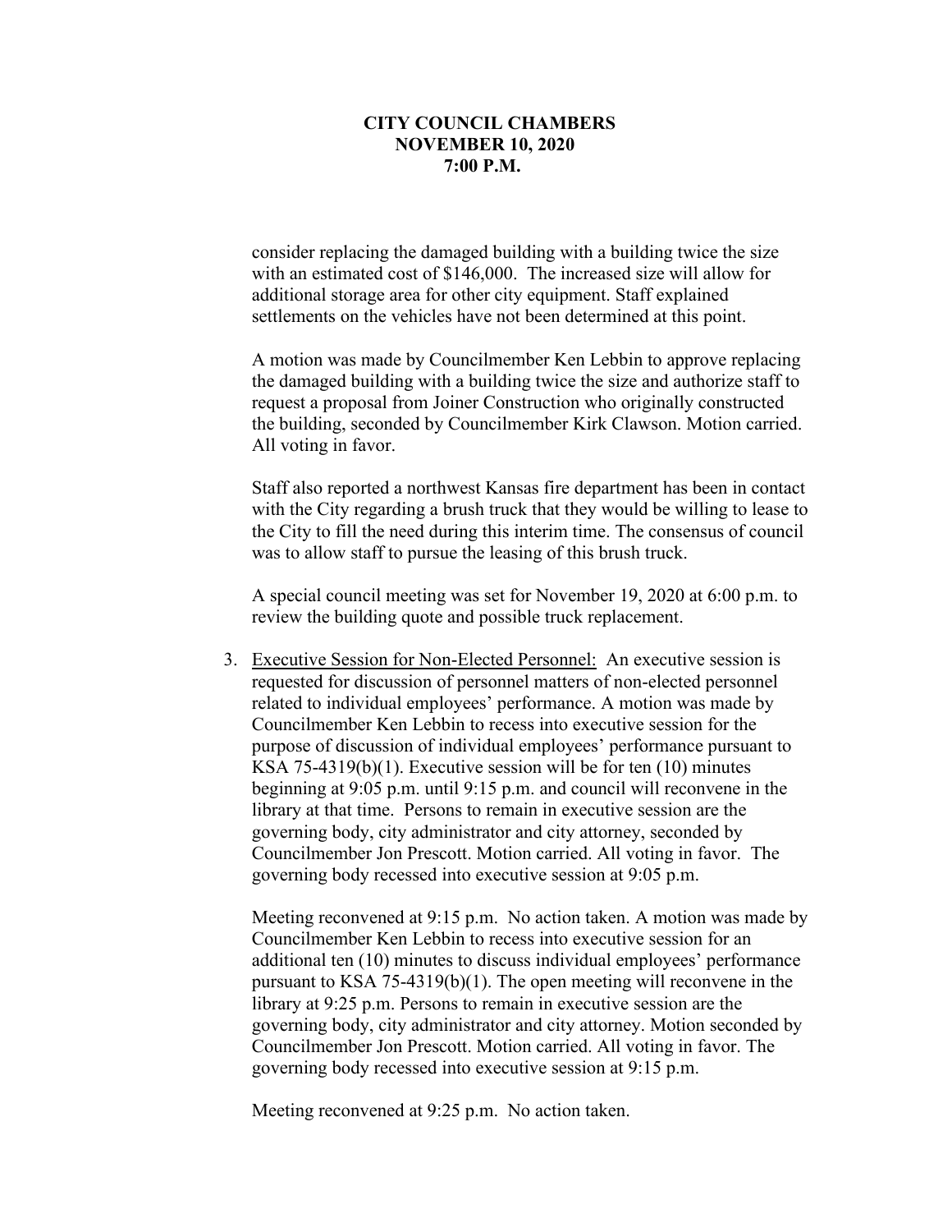consider replacing the damaged building with a building twice the size with an estimated cost of $146,000. The increased size will allow for additional storage area for other city equipment. Staff explained settlements on the vehicles have not been determined at this point.

A motion was made by Councilmember Ken Lebbin to approve replacing the damaged building with a building twice the size and authorize staff to request a proposal from Joiner Construction who originally constructed the building, seconded by Councilmember Kirk Clawson. Motion carried. All voting in favor.

Staff also reported a northwest Kansas fire department has been in contact with the City regarding a brush truck that they would be willing to lease to the City to fill the need during this interim time. The consensus of council was to allow staff to pursue the leasing of this brush truck.

A special council meeting was set for November 19, 2020 at 6:00 p.m. to review the building quote and possible truck replacement.

3. Executive Session for Non-Elected Personnel: An executive session is requested for discussion of personnel matters of non-elected personnel related to individual employees' performance. A motion was made by Councilmember Ken Lebbin to recess into executive session for the purpose of discussion of individual employees' performance pursuant to KSA 75-4319(b)(1). Executive session will be for ten (10) minutes beginning at 9:05 p.m. until 9:15 p.m. and council will reconvene in the library at that time. Persons to remain in executive session are the governing body, city administrator and city attorney, seconded by Councilmember Jon Prescott. Motion carried. All voting in favor. The governing body recessed into executive session at 9:05 p.m.

   Meeting reconvened at 9:15 p.m. No action taken. A motion was made by Councilmember Ken Lebbin to recess into executive session for an additional ten (10) minutes to discuss individual employees' performance pursuant to KSA 75-4319(b)(1). The open meeting will reconvene in the library at 9:25 p.m. Persons to remain in executive session are the governing body, city administrator and city attorney. Motion seconded by Councilmember Jon Prescott. Motion carried. All voting in favor. The governing body recessed into executive session at 9:15 p.m.

   Meeting reconvened at 9:25 p.m. No action taken.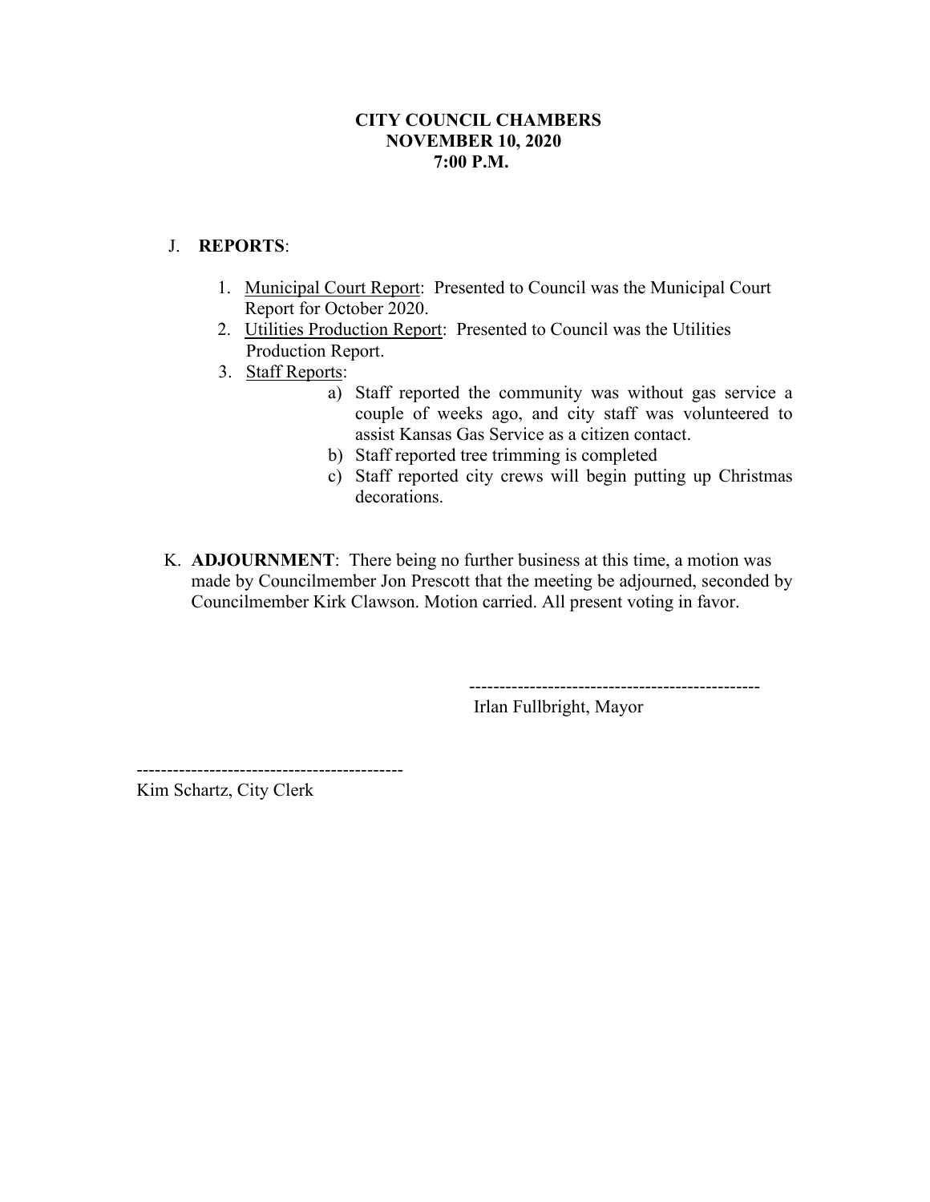**CITY COUNCIL CHAMBERS**
**NOVEMBER 10, 2020**
**7:00 P.M.**

J. **REPORTS**:

1. Municipal Court Report: Presented to Council was the Municipal Court Report for October 2020.
2. Utilities Production Report: Presented to Council was the Utilities Production Report.
3. Staff Reports:
   a) Staff reported the community was without gas service a couple of weeks ago, and city staff was volunteered to assist Kansas Gas Service as a citizen contact.
   b) Staff reported tree trimming is completed
   c) Staff reported city crews will begin putting up Christmas decorations.

K. **ADJOURNMENT**: There being no further business at this time, a motion was made by Councilmember Jon Prescott that the meeting be adjourned, seconded by Councilmember Kirk Clawson. Motion carried. All present voting in favor.

------------------------------------------------
Irlan Fullbright, Mayor

--------------------------------------------
Kim Schartz, City Clerk